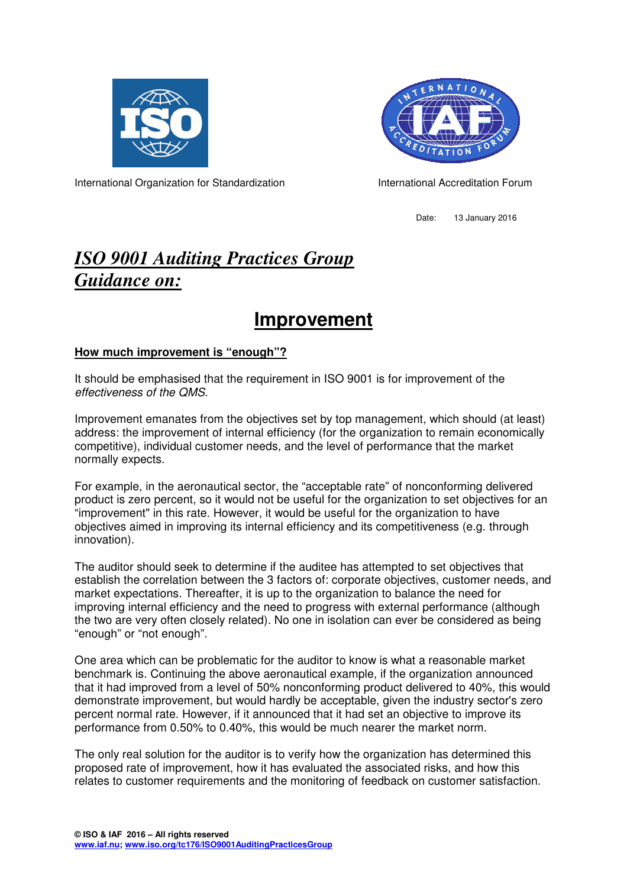International Organization for Standardization

International Accreditation Forum

Date: 13 January 2016

# *ISO 9001 Auditing Practices Group Guidance on:*

# Improvement

## How much improvement is "enough"?

It should be emphasised that the requirement in ISO 9001 is for improvement of the *effectiveness of the QMS*.

Improvement emanates from the objectives set by top management, which should (at least) address: the improvement of internal efficiency (for the organization to remain economically competitive), individual customer needs, and the level of performance that the market normally expects.

For example, in the aeronautical sector, the "acceptable rate" of nonconforming delivered product is zero percent, so it would not be useful for the organization to set objectives for an "improvement" in this rate. However, it would be useful for the organization to have objectives aimed in improving its internal efficiency and its competitiveness (e.g. through innovation).

The auditor should seek to determine if the auditee has attempted to set objectives that establish the correlation between the 3 factors of: corporate objectives, customer needs, and market expectations. Thereafter, it is up to the organization to balance the need for improving internal efficiency and the need to progress with external performance (although the two are very often closely related). No one in isolation can ever be considered as being "enough" or "not enough".

One area which can be problematic for the auditor to know is what a reasonable market benchmark is. Continuing the above aeronautical example, if the organization announced that it had improved from a level of 50% nonconforming product delivered to 40%, this would demonstrate improvement, but would hardly be acceptable, given the industry sector's zero percent normal rate. However, if it announced that it had set an objective to improve its performance from 0.50% to 0.40%, this would be much nearer the market norm.

The only real solution for the auditor is to verify how the organization has determined this proposed rate of improvement, how it has evaluated the associated risks, and how this relates to customer requirements and the monitoring of feedback on customer satisfaction.

**© ISO & IAF 2016 – All rights reserved**
**www.iaf.nu; www.iso.org/tc176/ISO9001AuditingPracticesGroup**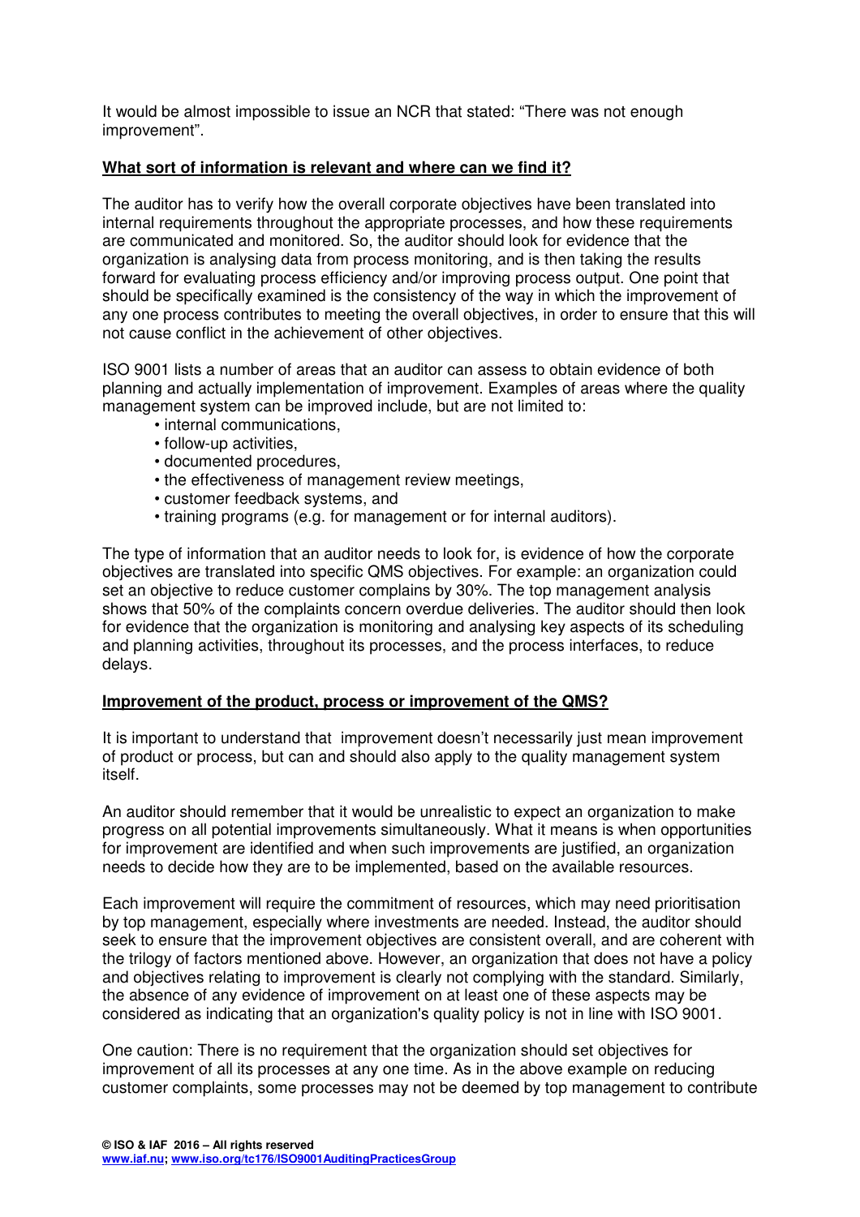It would be almost impossible to issue an NCR that stated: “There was not enough improvement”.

**What sort of information is relevant and where can we find it?**

The auditor has to verify how the overall corporate objectives have been translated into internal requirements throughout the appropriate processes, and how these requirements are communicated and monitored. So, the auditor should look for evidence that the organization is analysing data from process monitoring, and is then taking the results forward for evaluating process efficiency and/or improving process output. One point that should be specifically examined is the consistency of the way in which the improvement of any one process contributes to meeting the overall objectives, in order to ensure that this will not cause conflict in the achievement of other objectives.

ISO 9001 lists a number of areas that an auditor can assess to obtain evidence of both planning and actually implementation of improvement. Examples of areas where the quality management system can be improved include, but are not limited to:

- internal communications,
- follow-up activities,
- documented procedures,
- the effectiveness of management review meetings,
- customer feedback systems, and
- training programs (e.g. for management or for internal auditors).

The type of information that an auditor needs to look for, is evidence of how the corporate objectives are translated into specific QMS objectives. For example: an organization could set an objective to reduce customer complains by 30%. The top management analysis shows that 50% of the complaints concern overdue deliveries. The auditor should then look for evidence that the organization is monitoring and analysing key aspects of its scheduling and planning activities, throughout its processes, and the process interfaces, to reduce delays.

**Improvement of the product, process or improvement of the QMS?**

It is important to understand that improvement doesn’t necessarily just mean improvement of product or process, but can and should also apply to the quality management system itself.

An auditor should remember that it would be unrealistic to expect an organization to make progress on all potential improvements simultaneously. What it means is when opportunities for improvement are identified and when such improvements are justified, an organization needs to decide how they are to be implemented, based on the available resources.

Each improvement will require the commitment of resources, which may need prioritisation by top management, especially where investments are needed. Instead, the auditor should seek to ensure that the improvement objectives are consistent overall, and are coherent with the trilogy of factors mentioned above. However, an organization that does not have a policy and objectives relating to improvement is clearly not complying with the standard. Similarly, the absence of any evidence of improvement on at least one of these aspects may be considered as indicating that an organization's quality policy is not in line with ISO 9001.

One caution: There is no requirement that the organization should set objectives for improvement of all its processes at any one time. As in the above example on reducing customer complaints, some processes may not be deemed by top management to contribute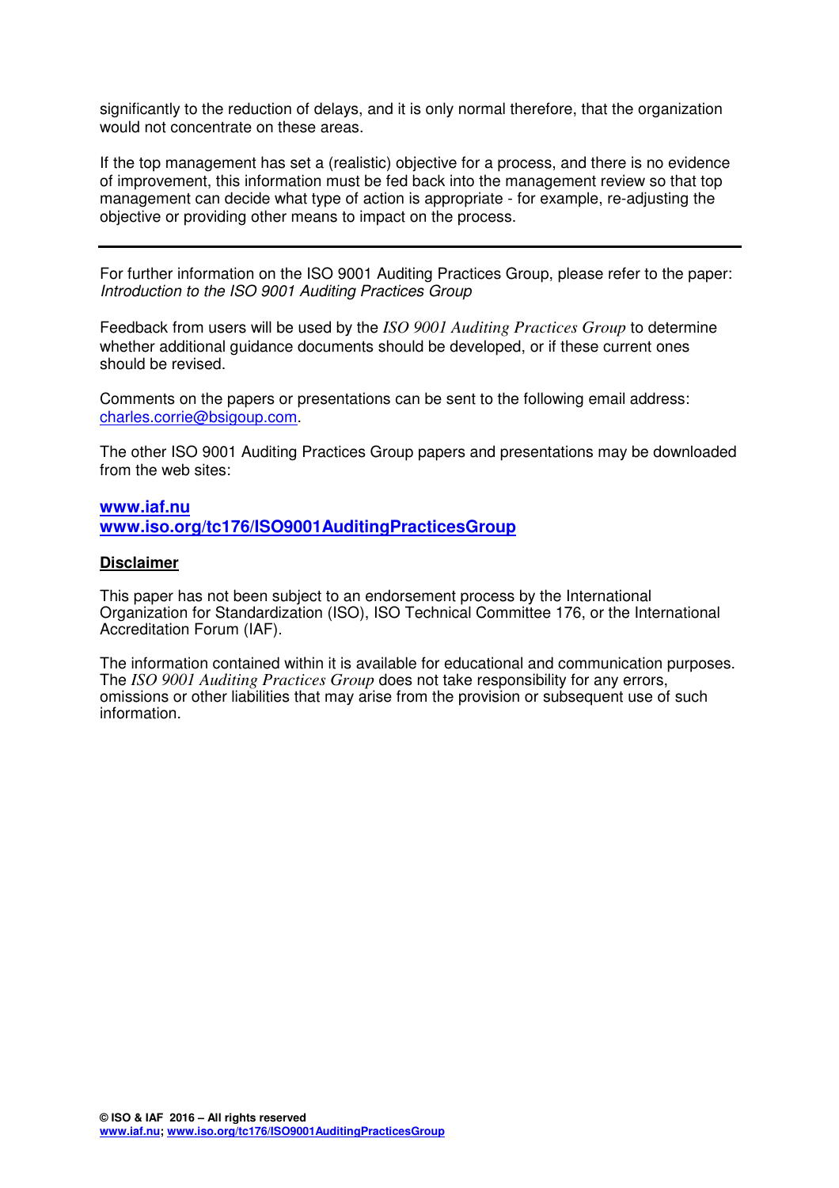significantly to the reduction of delays, and it is only normal therefore, that the organization would not concentrate on these areas.

If the top management has set a (realistic) objective for a process, and there is no evidence of improvement, this information must be fed back into the management review so that top management can decide what type of action is appropriate - for example, re-adjusting the objective or providing other means to impact on the process.

---

For further information on the ISO 9001 Auditing Practices Group, please refer to the paper: *Introduction to the ISO 9001 Auditing Practices Group*

Feedback from users will be used by the *ISO 9001 Auditing Practices Group* to determine whether additional guidance documents should be developed, or if these current ones should be revised.

Comments on the papers or presentations can be sent to the following email address: charles.corrie@bsigoup.com.

The other ISO 9001 Auditing Practices Group papers and presentations may be downloaded from the web sites:

**www.iaf.nu**
**www.iso.org/tc176/ISO9001AuditingPracticesGroup**

**Disclaimer**

This paper has not been subject to an endorsement process by the International Organization for Standardization (ISO), ISO Technical Committee 176, or the International Accreditation Forum (IAF).

The information contained within it is available for educational and communication purposes. The *ISO 9001 Auditing Practices Group* does not take responsibility for any errors, omissions or other liabilities that may arise from the provision or subsequent use of such information.